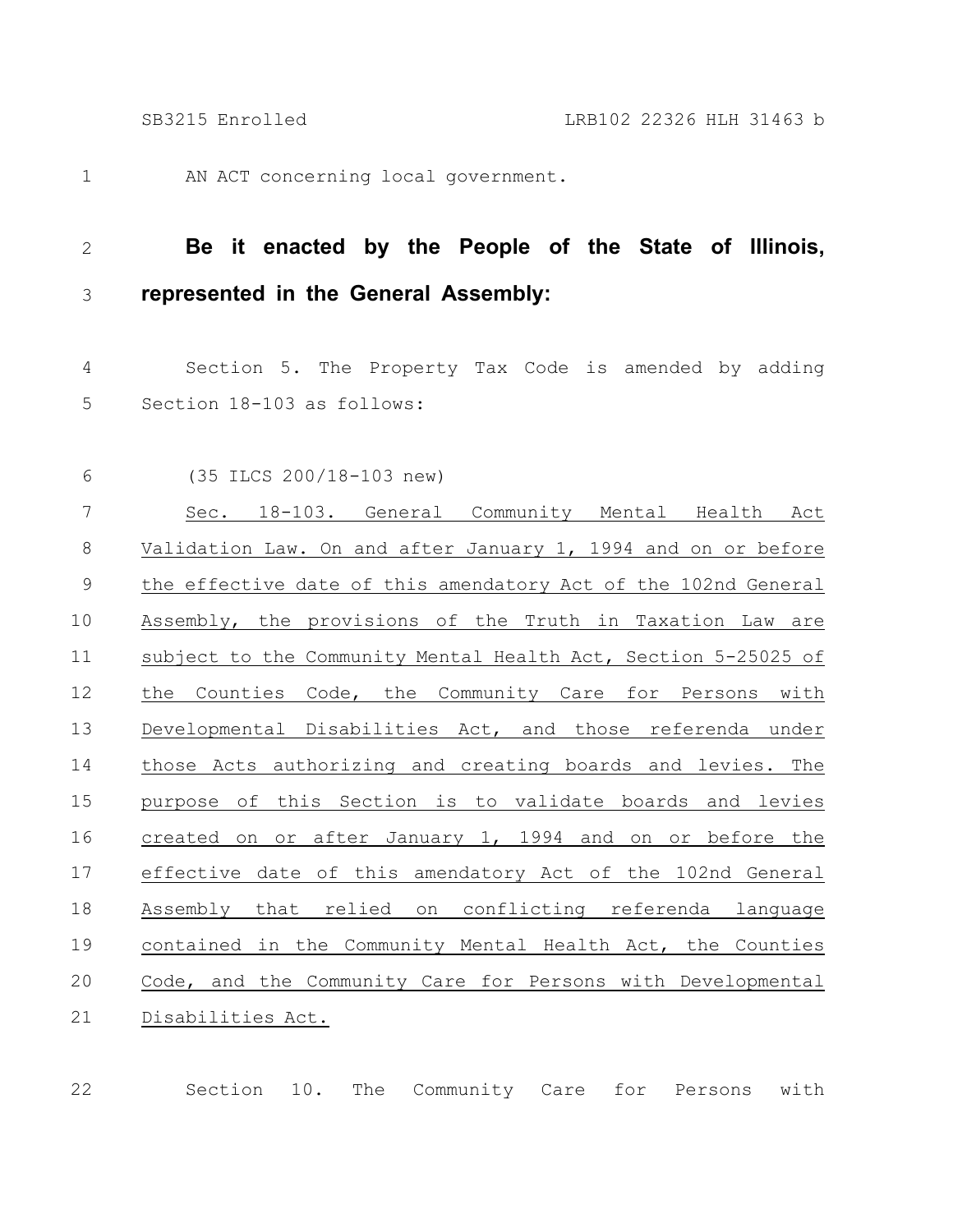AN ACT concerning local government.

**Be it enacted by the People of the State of Illinois, represented in the General Assembly:**

Section 5. The Property Tax Code is amended by adding Section 18-103 as follows:

(35 ILCS 200/18-103 new)

Sec. 18-103. General Community Mental Health Act Validation Law. On and after January 1, 1994 and on or before the effective date of this amendatory Act of the 102nd General Assembly, the provisions of the Truth in Taxation Law are subject to the Community Mental Health Act, Section 5-25025 of the Counties Code, the Community Care for Persons with Developmental Disabilities Act, and those referenda under those Acts authorizing and creating boards and levies. The purpose of this Section is to validate boards and levies created on or after January 1, 1994 and on or before the effective date of this amendatory Act of the 102nd General Assembly that relied on conflicting referenda language contained in the Community Mental Health Act, the Counties Code, and the Community Care for Persons with Developmental Disabilities Act.

Section 10. The Community Care for Persons with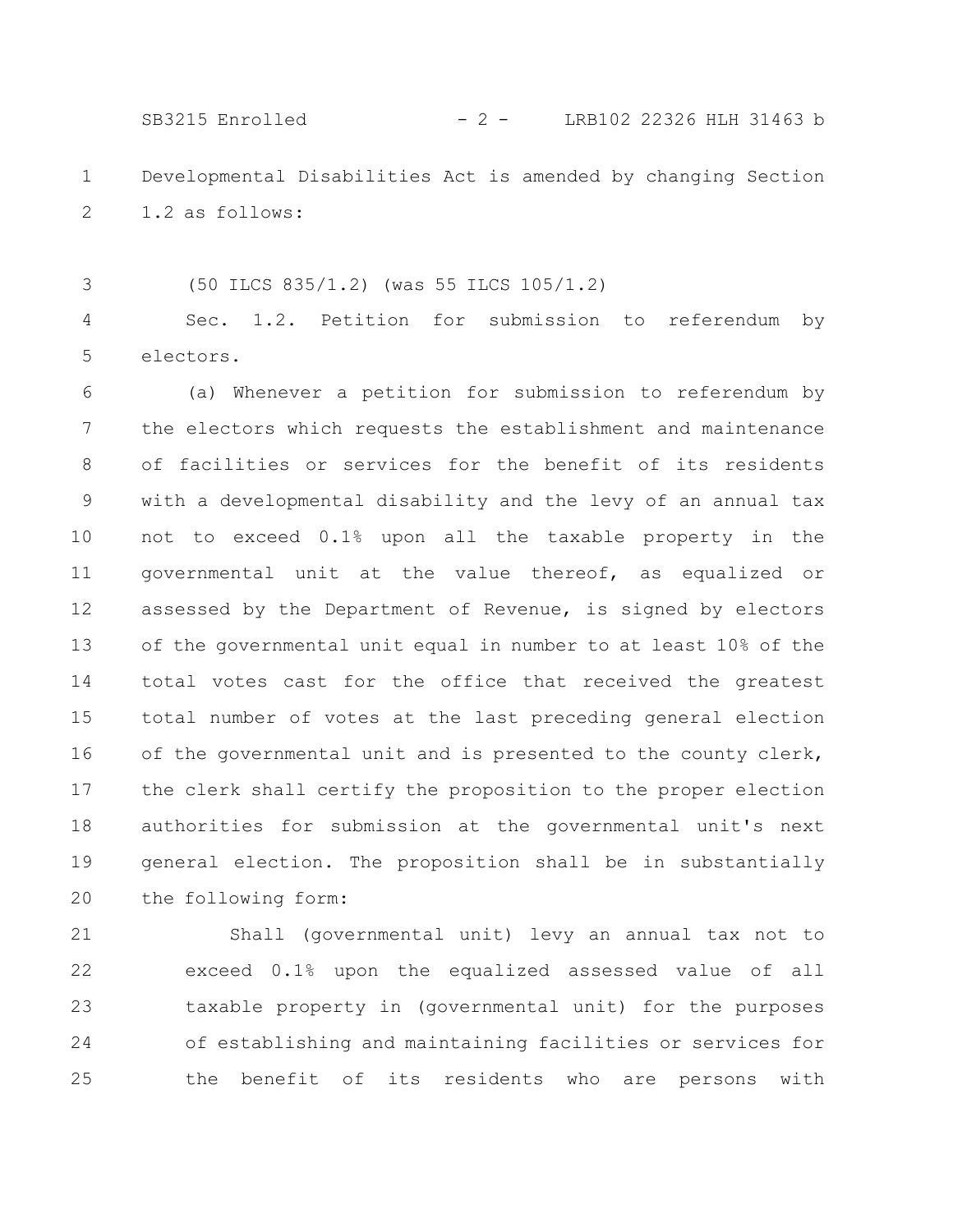Developmental Disabilities Act is amended by changing Section 1.2 as follows:

(50 ILCS 835/1.2) (was 55 ILCS 105/1.2)

Sec. 1.2. Petition for submission to referendum by electors.

(a) Whenever a petition for submission to referendum by the electors which requests the establishment and maintenance of facilities or services for the benefit of its residents with a developmental disability and the levy of an annual tax not to exceed 0.1% upon all the taxable property in the governmental unit at the value thereof, as equalized or assessed by the Department of Revenue, is signed by electors of the governmental unit equal in number to at least 10% of the total votes cast for the office that received the greatest total number of votes at the last preceding general election of the governmental unit and is presented to the county clerk, the clerk shall certify the proposition to the proper election authorities for submission at the governmental unit's next general election. The proposition shall be in substantially the following form:

> Shall (governmental unit) levy an annual tax not to exceed 0.1% upon the equalized assessed value of all taxable property in (governmental unit) for the purposes of establishing and maintaining facilities or services for the benefit of its residents who are persons with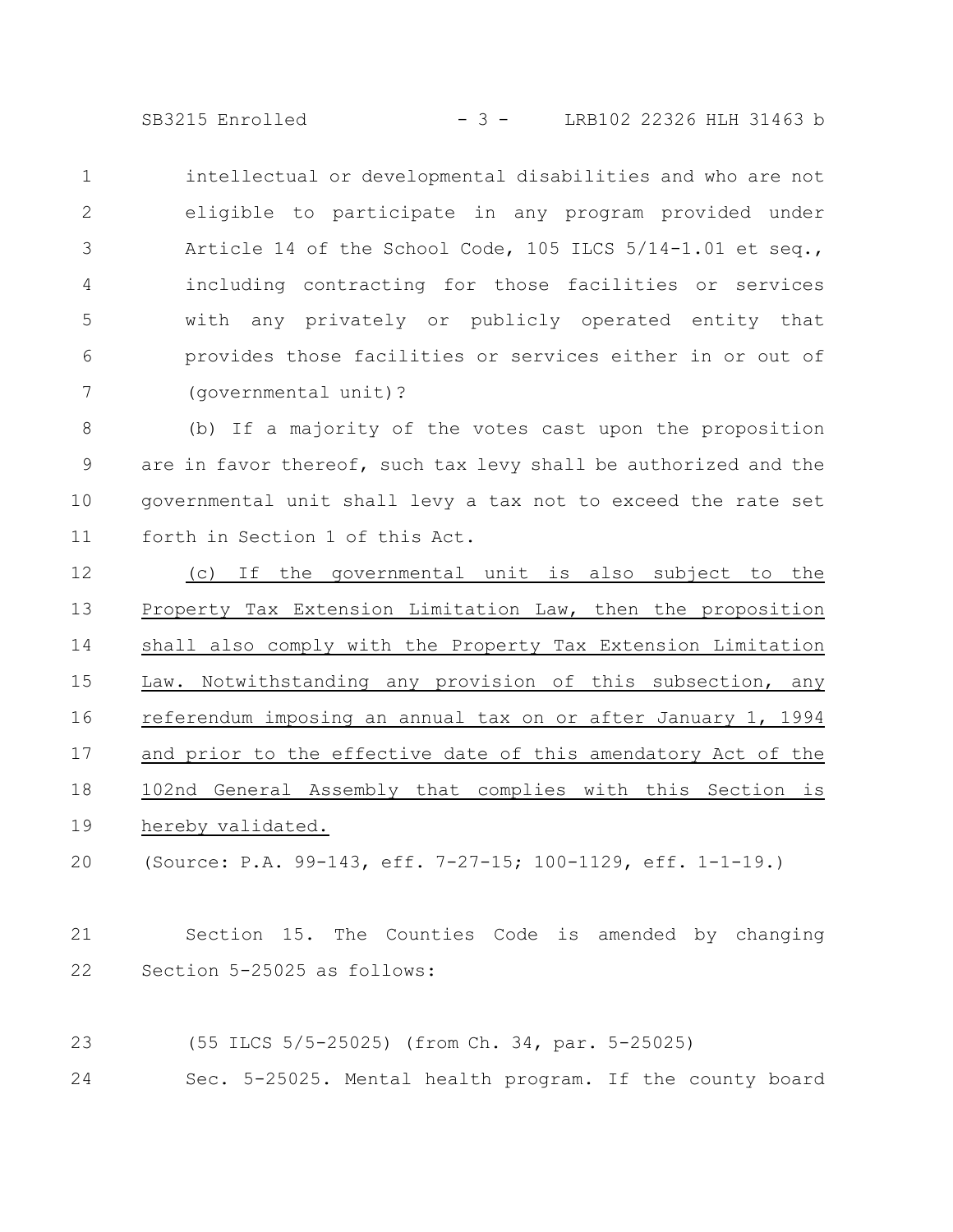intellectual or developmental disabilities and who are not eligible to participate in any program provided under Article 14 of the School Code, 105 ILCS 5/14-1.01 et seq., including contracting for those facilities or services with any privately or publicly operated entity that provides those facilities or services either in or out of (governmental unit)?

(b) If a majority of the votes cast upon the proposition are in favor thereof, such tax levy shall be authorized and the governmental unit shall levy a tax not to exceed the rate set forth in Section 1 of this Act.

<u>(c) If the governmental unit is also subject to the Property Tax Extension Limitation Law, then the proposition shall also comply with the Property Tax Extension Limitation Law. Notwithstanding any provision of this subsection, any referendum imposing an annual tax on or after January 1, 1994 and prior to the effective date of this amendatory Act of the 102nd General Assembly that complies with this Section is hereby validated.</u>

(Source: P.A. 99-143, eff. 7-27-15; 100-1129, eff. 1-1-19.)

Section 15. The Counties Code is amended by changing Section 5-25025 as follows:

(55 ILCS 5/5-25025) (from Ch. 34, par. 5-25025)

Sec. 5-25025. Mental health program. If the county board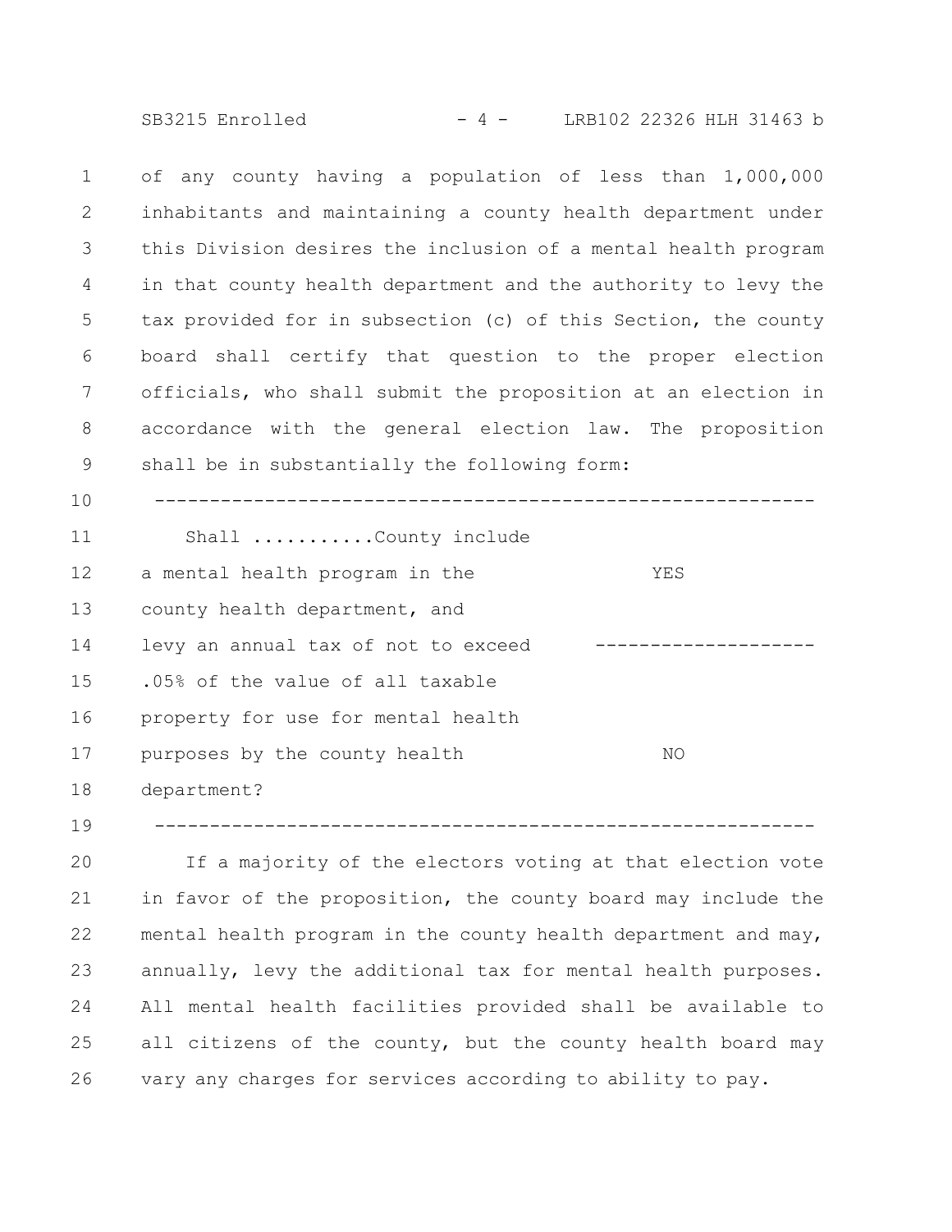of any county having a population of less than 1,000,000 inhabitants and maintaining a county health department under this Division desires the inclusion of a mental health program in that county health department and the authority to levy the tax provided for in subsection (c) of this Section, the county board shall certify that question to the proper election officials, who shall submit the proposition at an election in accordance with the general election law. The proposition shall be in substantially the following form:

| Shall ...........County include a mental health program in the county health department, and levy an annual tax of not to exceed .05% of the value of all taxable property for use for mental health purposes by the county health department? | YES |
|---|---|
| | NO |

If a majority of the electors voting at that election vote in favor of the proposition, the county board may include the mental health program in the county health department and may, annually, levy the additional tax for mental health purposes. All mental health facilities provided shall be available to all citizens of the county, but the county health board may vary any charges for services according to ability to pay.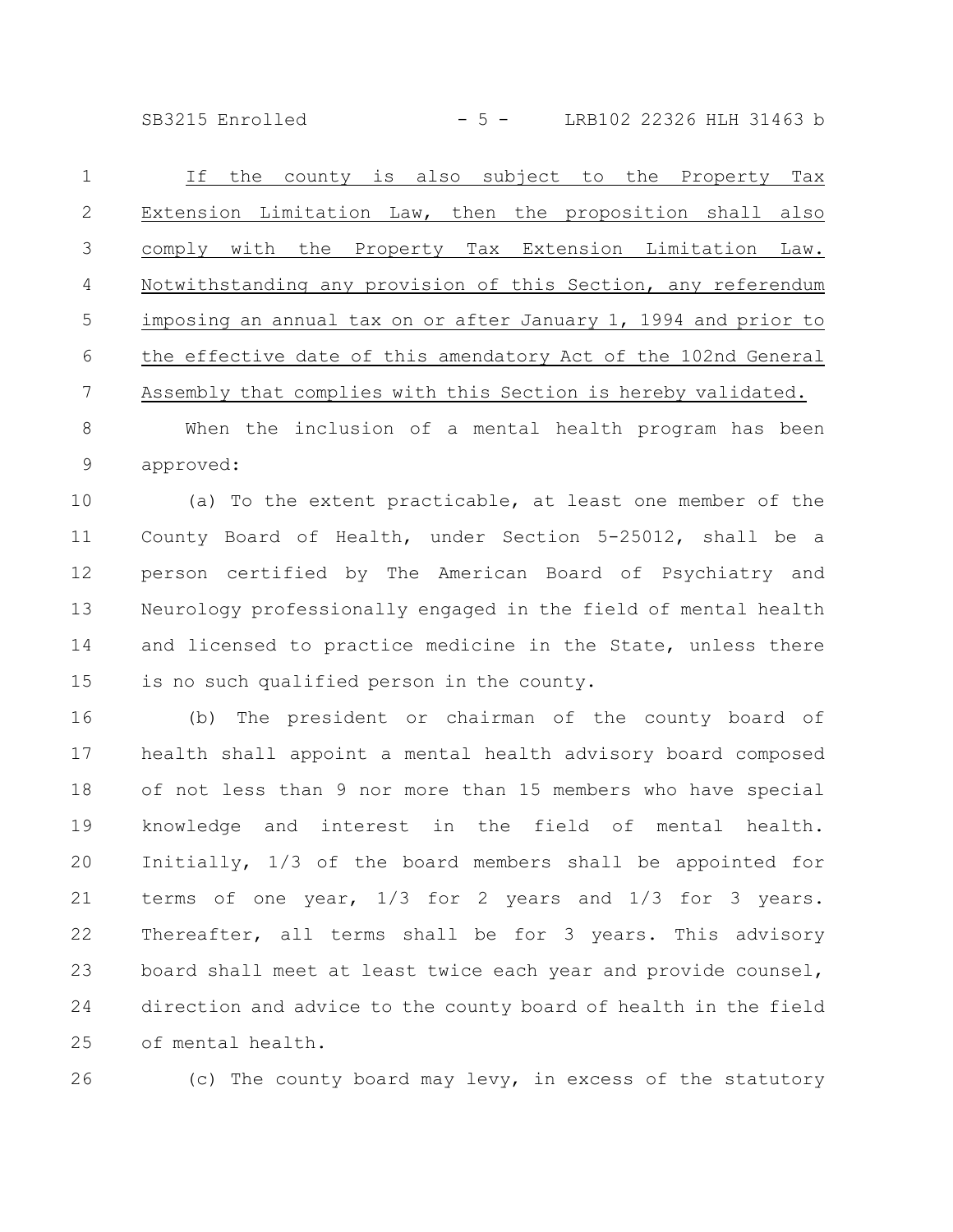If the county is also subject to the Property Tax Extension Limitation Law, then the proposition shall also comply with the Property Tax Extension Limitation Law. Notwithstanding any provision of this Section, any referendum imposing an annual tax on or after January 1, 1994 and prior to the effective date of this amendatory Act of the 102nd General Assembly that complies with this Section is hereby validated.

When the inclusion of a mental health program has been approved:

(a) To the extent practicable, at least one member of the County Board of Health, under Section 5-25012, shall be a person certified by The American Board of Psychiatry and Neurology professionally engaged in the field of mental health and licensed to practice medicine in the State, unless there is no such qualified person in the county.

(b) The president or chairman of the county board of health shall appoint a mental health advisory board composed of not less than 9 nor more than 15 members who have special knowledge and interest in the field of mental health. Initially, 1/3 of the board members shall be appointed for terms of one year, 1/3 for 2 years and 1/3 for 3 years. Thereafter, all terms shall be for 3 years. This advisory board shall meet at least twice each year and provide counsel, direction and advice to the county board of health in the field of mental health.

(c) The county board may levy, in excess of the statutory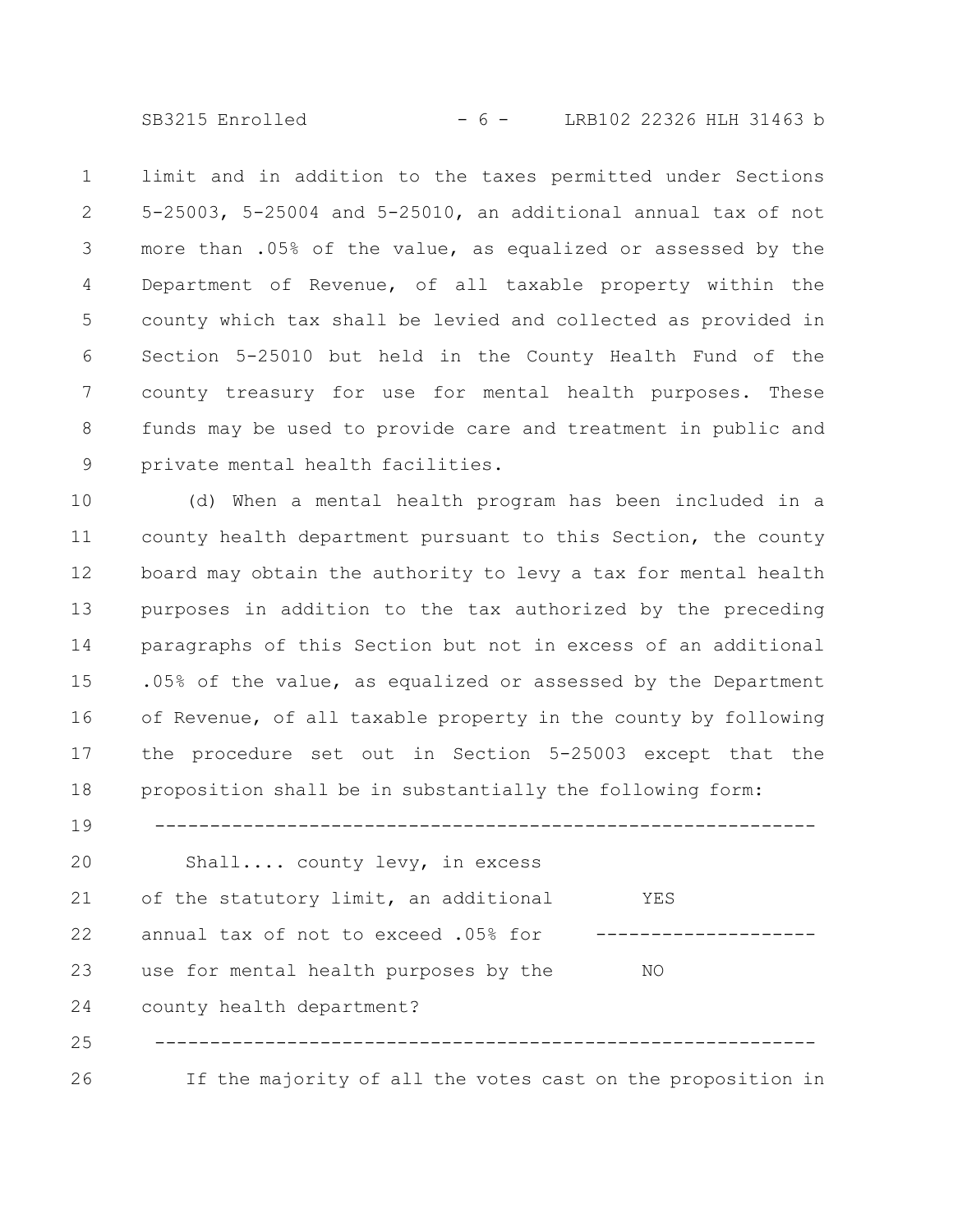limit and in addition to the taxes permitted under Sections 5-25003, 5-25004 and 5-25010, an additional annual tax of not more than .05% of the value, as equalized or assessed by the Department of Revenue, of all taxable property within the county which tax shall be levied and collected as provided in Section 5-25010 but held in the County Health Fund of the county treasury for use for mental health purposes. These funds may be used to provide care and treatment in public and private mental health facilities.

(d) When a mental health program has been included in a county health department pursuant to this Section, the county board may obtain the authority to levy a tax for mental health purposes in addition to the tax authorized by the preceding paragraphs of this Section but not in excess of an additional .05% of the value, as equalized or assessed by the Department of Revenue, of all taxable property in the county by following the procedure set out in Section 5-25003 except that the proposition shall be in substantially the following form:

| | |
|---|---|
| Shall.... county levy, in excess of the statutory limit, an additional annual tax of not to exceed .05% for use for mental health purposes by the county health department? | YES |
| | NO |

If the majority of all the votes cast on the proposition in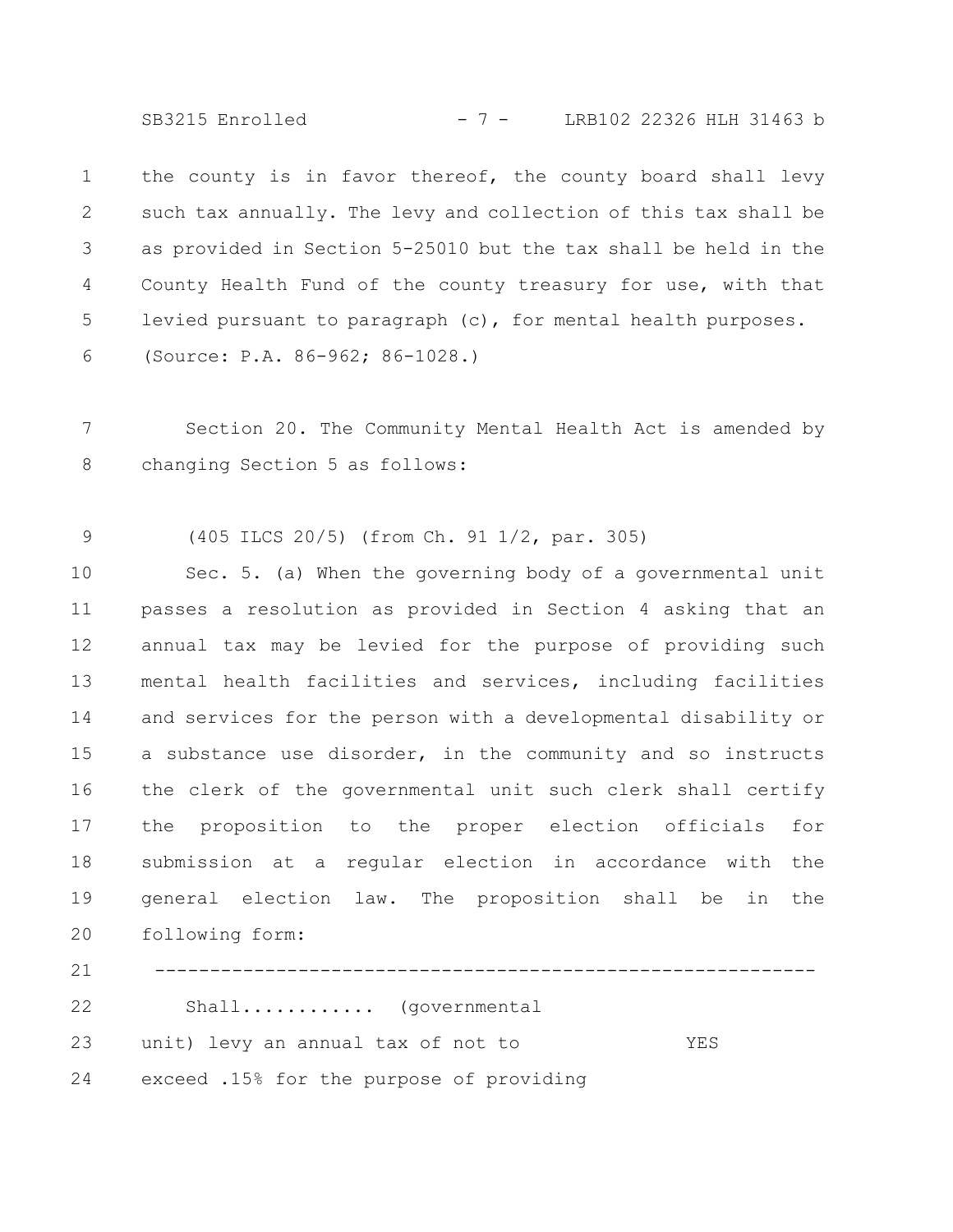the county is in favor thereof, the county board shall levy such tax annually. The levy and collection of this tax shall be as provided in Section 5-25010 but the tax shall be held in the County Health Fund of the county treasury for use, with that levied pursuant to paragraph (c), for mental health purposes.

(Source: P.A. 86-962; 86-1028.)

Section 20. The Community Mental Health Act is amended by changing Section 5 as follows:

(405 ILCS 20/5) (from Ch. 91 1/2, par. 305)

Sec. 5. (a) When the governing body of a governmental unit passes a resolution as provided in Section 4 asking that an annual tax may be levied for the purpose of providing such mental health facilities and services, including facilities and services for the person with a developmental disability or a substance use disorder, in the community and so instructs the clerk of the governmental unit such clerk shall certify the proposition to the proper election officials for submission at a regular election in accordance with the general election law. The proposition shall be in the following form:

------------------------------------------------------------

Shall............ (governmental unit) levy an annual tax of not to exceed .15% for the purpose of providing          YES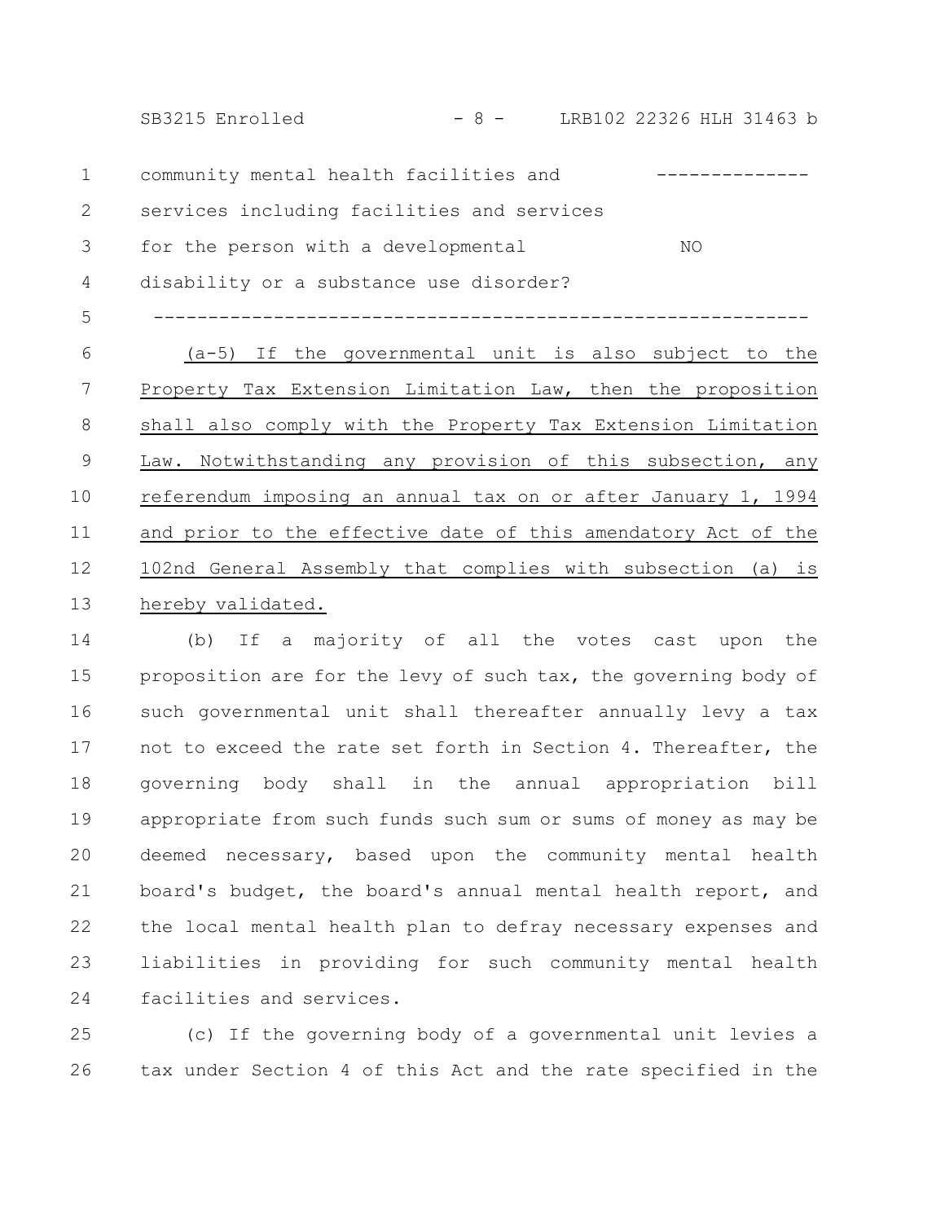community mental health facilities and services including facilities and services for the person with a developmental disability or a substance use disorder?

| | |
|---|---|
| community mental health facilities and services including facilities and services for the person with a developmental disability or a substance use disorder? | NO |

(a-5) If the governmental unit is also subject to the Property Tax Extension Limitation Law, then the proposition shall also comply with the Property Tax Extension Limitation Law. Notwithstanding any provision of this subsection, any referendum imposing an annual tax on or after January 1, 1994 and prior to the effective date of this amendatory Act of the 102nd General Assembly that complies with subsection (a) is hereby validated.

(b) If a majority of all the votes cast upon the proposition are for the levy of such tax, the governing body of such governmental unit shall thereafter annually levy a tax not to exceed the rate set forth in Section 4. Thereafter, the governing body shall in the annual appropriation bill appropriate from such funds such sum or sums of money as may be deemed necessary, based upon the community mental health board's budget, the board's annual mental health report, and the local mental health plan to defray necessary expenses and liabilities in providing for such community mental health facilities and services.

(c) If the governing body of a governmental unit levies a tax under Section 4 of this Act and the rate specified in the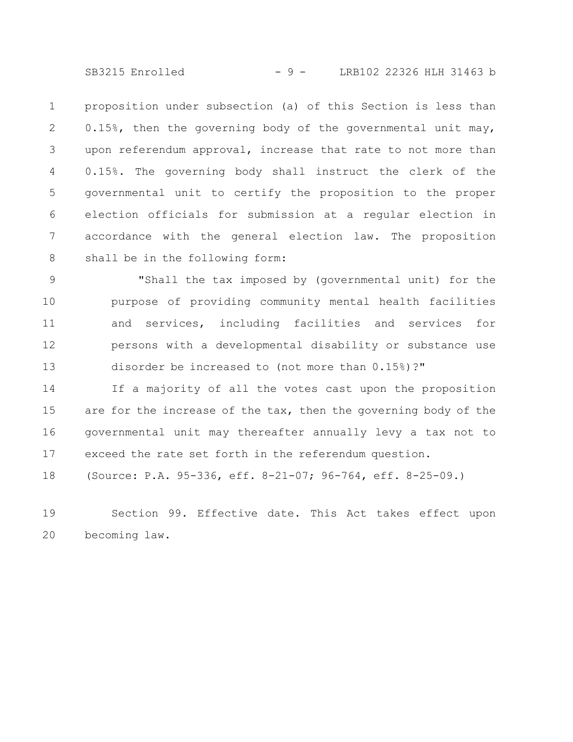proposition under subsection (a) of this Section is less than 0.15%, then the governing body of the governmental unit may, upon referendum approval, increase that rate to not more than 0.15%. The governing body shall instruct the clerk of the governmental unit to certify the proposition to the proper election officials for submission at a regular election in accordance with the general election law. The proposition shall be in the following form:

"Shall the tax imposed by (governmental unit) for the purpose of providing community mental health facilities and services, including facilities and services for persons with a developmental disability or substance use disorder be increased to (not more than 0.15%)?"

If a majority of all the votes cast upon the proposition are for the increase of the tax, then the governing body of the governmental unit may thereafter annually levy a tax not to exceed the rate set forth in the referendum question.

(Source: P.A. 95-336, eff. 8-21-07; 96-764, eff. 8-25-09.)

Section 99. Effective date. This Act takes effect upon becoming law.